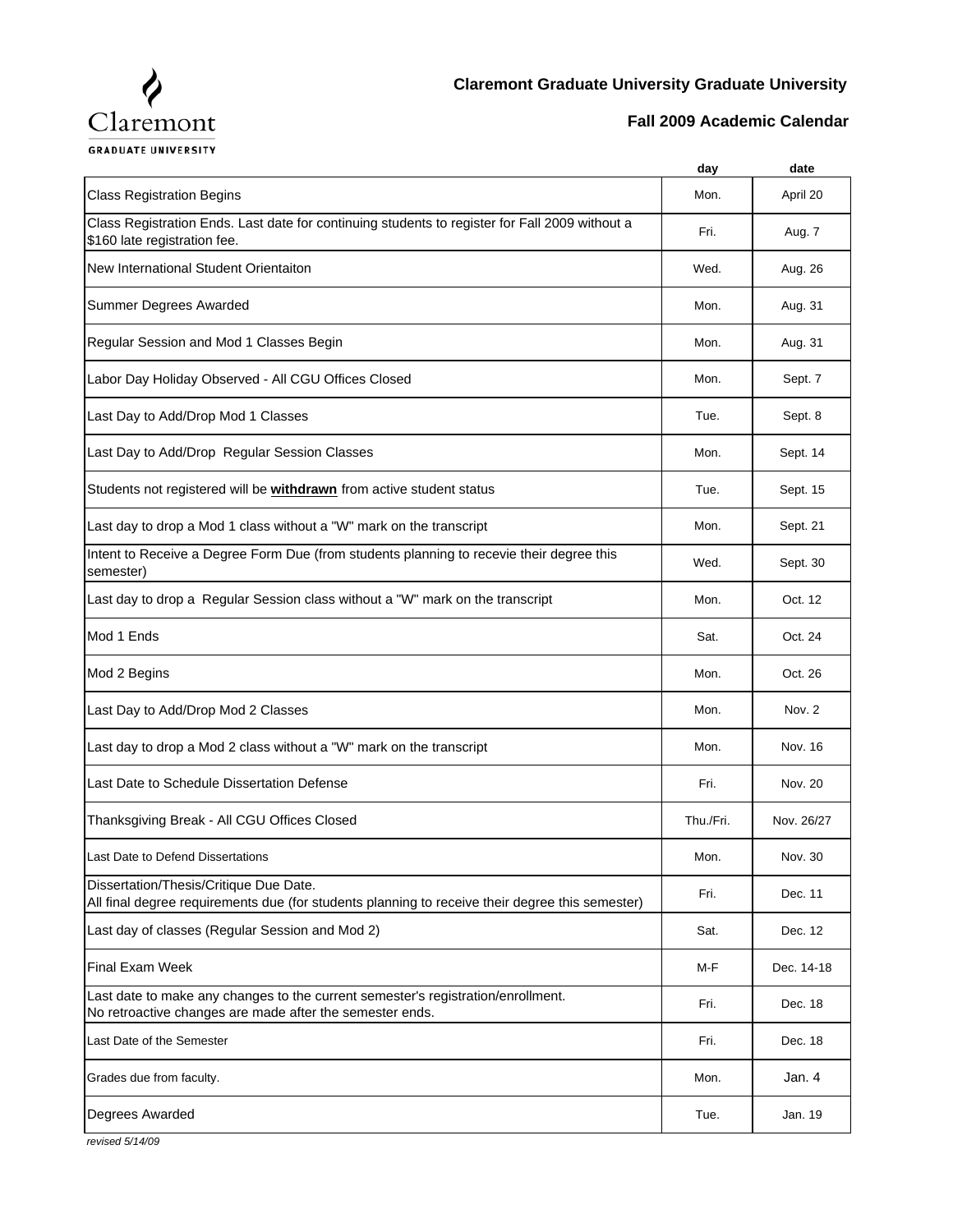Claremont GRADUATE UNIVERSITY

## Claremont Graduate University Graduate University

## Fall 2009 Academic Calendar

| | day | date |
|---|---|---|
| Class Registration Begins | Mon. | April 20 |
| Class Registration Ends. Last date for continuing students to register for Fall 2009 without a $160 late registration fee. | Fri. | Aug. 7 |
| New International Student Orientaiton | Wed. | Aug. 26 |
| Summer Degrees Awarded | Mon. | Aug. 31 |
| Regular Session and Mod 1 Classes Begin | Mon. | Aug. 31 |
| Labor Day Holiday Observed - All CGU Offices Closed | Mon. | Sept. 7 |
| Last Day to Add/Drop Mod 1 Classes | Tue. | Sept. 8 |
| Last Day to Add/Drop Regular Session Classes | Mon. | Sept. 14 |
| Students not registered will be **withdrawn** from active student status | Tue. | Sept. 15 |
| Last day to drop a Mod 1 class without a "W" mark on the transcript | Mon. | Sept. 21 |
| Intent to Receive a Degree Form Due (from students planning to recevie their degree this semester) | Wed. | Sept. 30 |
| Last day to drop a Regular Session class without a "W" mark on the transcript | Mon. | Oct. 12 |
| Mod 1 Ends | Sat. | Oct. 24 |
| Mod 2 Begins | Mon. | Oct. 26 |
| Last Day to Add/Drop Mod 2 Classes | Mon. | Nov. 2 |
| Last day to drop a Mod 2 class without a "W" mark on the transcript | Mon. | Nov. 16 |
| Last Date to Schedule Dissertation Defense | Fri. | Nov. 20 |
| Thanksgiving Break - All CGU Offices Closed | Thu./Fri. | Nov. 26/27 |
| Last Date to Defend Dissertations | Mon. | Nov. 30 |
| Dissertation/Thesis/Critique Due Date. All final degree requirements due (for students planning to receive their degree this semester) | Fri. | Dec. 11 |
| Last day of classes (Regular Session and Mod 2) | Sat. | Dec. 12 |
| Final Exam Week | M-F | Dec. 14-18 |
| Last date to make any changes to the current semester's registration/enrollment. No retroactive changes are made after the semester ends. | Fri. | Dec. 18 |
| Last Date of the Semester | Fri. | Dec. 18 |
| Grades due from faculty. | Mon. | Jan. 4 |
| Degrees Awarded | Tue. | Jan. 19 |

*revised 5/14/09*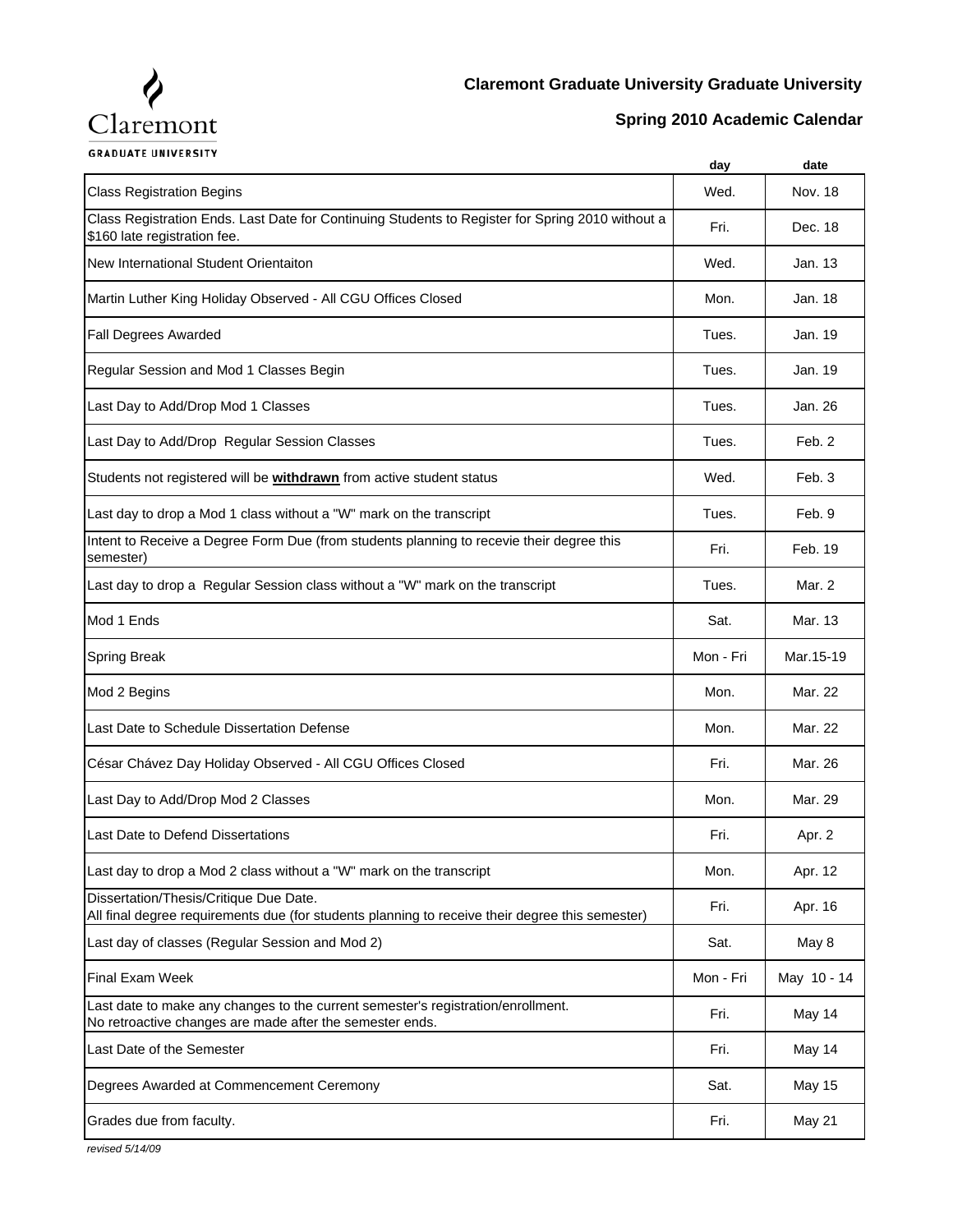Claremont
GRADUATE UNIVERSITY

## Claremont Graduate University Graduate University

## Spring 2010 Academic Calendar

| | day | date |
|---|---|---|
| Class Registration Begins | Wed. | Nov. 18 |
| Class Registration Ends. Last Date for Continuing Students to Register for Spring 2010 without a $160 late registration fee. | Fri. | Dec. 18 |
| New International Student Orientaiton | Wed. | Jan. 13 |
| Martin Luther King Holiday Observed - All CGU Offices Closed | Mon. | Jan. 18 |
| Fall Degrees Awarded | Tues. | Jan. 19 |
| Regular Session and Mod 1 Classes Begin | Tues. | Jan. 19 |
| Last Day to Add/Drop Mod 1 Classes | Tues. | Jan. 26 |
| Last Day to Add/Drop Regular Session Classes | Tues. | Feb. 2 |
| Students not registered will be **withdrawn** from active student status | Wed. | Feb. 3 |
| Last day to drop a Mod 1 class without a "W" mark on the transcript | Tues. | Feb. 9 |
| Intent to Receive a Degree Form Due (from students planning to recevie their degree this semester) | Fri. | Feb. 19 |
| Last day to drop a Regular Session class without a "W" mark on the transcript | Tues. | Mar. 2 |
| Mod 1 Ends | Sat. | Mar. 13 |
| Spring Break | Mon - Fri | Mar.15-19 |
| Mod 2 Begins | Mon. | Mar. 22 |
| Last Date to Schedule Dissertation Defense | Mon. | Mar. 22 |
| César Chávez Day Holiday Observed - All CGU Offices Closed | Fri. | Mar. 26 |
| Last Day to Add/Drop Mod 2 Classes | Mon. | Mar. 29 |
| Last Date to Defend Dissertations | Fri. | Apr. 2 |
| Last day to drop a Mod 2 class without a "W" mark on the transcript | Mon. | Apr. 12 |
| Dissertation/Thesis/Critique Due Date. All final degree requirements due (for students planning to receive their degree this semester) | Fri. | Apr. 16 |
| Last day of classes (Regular Session and Mod 2) | Sat. | May 8 |
| Final Exam Week | Mon - Fri | May 10 - 14 |
| Last date to make any changes to the current semester's registration/enrollment. No retroactive changes are made after the semester ends. | Fri. | May 14 |
| Last Date of the Semester | Fri. | May 14 |
| Degrees Awarded at Commencement Ceremony | Sat. | May 15 |
| Grades due from faculty. | Fri. | May 21 |

*revised 5/14/09*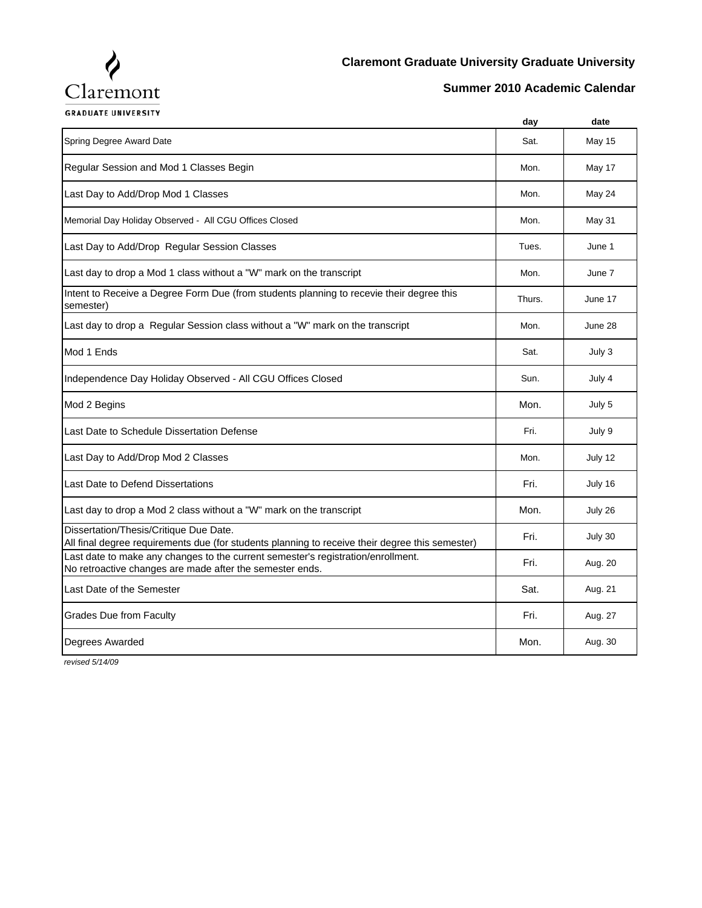Claremont
GRADUATE UNIVERSITY

## Claremont Graduate University Graduate University

## Summer 2010 Academic Calendar

| | day | date |
|---|---|---|
| Spring Degree Award Date | Sat. | May 15 |
| Regular Session and Mod 1 Classes Begin | Mon. | May 17 |
| Last Day to Add/Drop Mod 1 Classes | Mon. | May 24 |
| Memorial Day Holiday Observed - All CGU Offices Closed | Mon. | May 31 |
| Last Day to Add/Drop Regular Session Classes | Tues. | June 1 |
| Last day to drop a Mod 1 class without a "W" mark on the transcript | Mon. | June 7 |
| Intent to Receive a Degree Form Due (from students planning to recevie their degree this semester) | Thurs. | June 17 |
| Last day to drop a Regular Session class without a "W" mark on the transcript | Mon. | June 28 |
| Mod 1 Ends | Sat. | July 3 |
| Independence Day Holiday Observed - All CGU Offices Closed | Sun. | July 4 |
| Mod 2 Begins | Mon. | July 5 |
| Last Date to Schedule Dissertation Defense | Fri. | July 9 |
| Last Day to Add/Drop Mod 2 Classes | Mon. | July 12 |
| Last Date to Defend Dissertations | Fri. | July 16 |
| Last day to drop a Mod 2 class without a "W" mark on the transcript | Mon. | July 26 |
| Dissertation/Thesis/Critique Due Date. All final degree requirements due (for students planning to receive their degree this semester) | Fri. | July 30 |
| Last date to make any changes to the current semester's registration/enrollment. No retroactive changes are made after the semester ends. | Fri. | Aug. 20 |
| Last Date of the Semester | Sat. | Aug. 21 |
| Grades Due from Faculty | Fri. | Aug. 27 |
| Degrees Awarded | Mon. | Aug. 30 |

*revised 5/14/09*